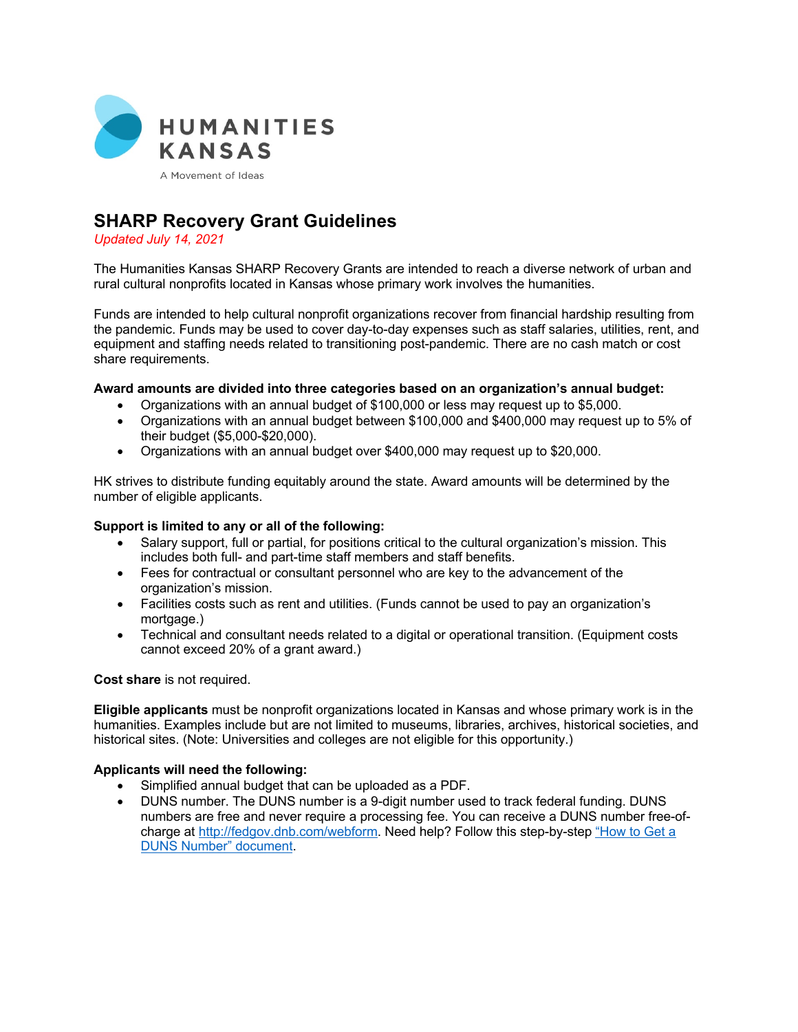HUMANITIES KANSAS

A Movement of Ideas

# SHARP Recovery Grant Guidelines

*Updated July 14, 2021*

The Humanities Kansas SHARP Recovery Grants are intended to reach a diverse network of urban and rural cultural nonprofits located in Kansas whose primary work involves the humanities.

Funds are intended to help cultural nonprofit organizations recover from financial hardship resulting from the pandemic. Funds may be used to cover day-to-day expenses such as staff salaries, utilities, rent, and equipment and staffing needs related to transitioning post-pandemic. There are no cash match or cost share requirements.

**Award amounts are divided into three categories based on an organization's annual budget:**

- Organizations with an annual budget of $100,000 or less may request up to $5,000.
- Organizations with an annual budget between $100,000 and $400,000 may request up to 5% of their budget ($5,000-$20,000).
- Organizations with an annual budget over $400,000 may request up to $20,000.

HK strives to distribute funding equitably around the state. Award amounts will be determined by the number of eligible applicants.

**Support is limited to any or all of the following:**

- Salary support, full or partial, for positions critical to the cultural organization's mission. This includes both full- and part-time staff members and staff benefits.
- Fees for contractual or consultant personnel who are key to the advancement of the organization's mission.
- Facilities costs such as rent and utilities. (Funds cannot be used to pay an organization's mortgage.)
- Technical and consultant needs related to a digital or operational transition. (Equipment costs cannot exceed 20% of a grant award.)

**Cost share** is not required.

**Eligible applicants** must be nonprofit organizations located in Kansas and whose primary work is in the humanities. Examples include but are not limited to museums, libraries, archives, historical societies, and historical sites. (Note: Universities and colleges are not eligible for this opportunity.)

**Applicants will need the following:**

- Simplified annual budget that can be uploaded as a PDF.
- DUNS number. The DUNS number is a 9-digit number used to track federal funding. DUNS numbers are free and never require a processing fee. You can receive a DUNS number free-of-charge at [http://fedgov.dnb.com/webform](http://fedgov.dnb.com/webform). Need help? Follow this step-by-step ["How to Get a DUNS Number" document](#).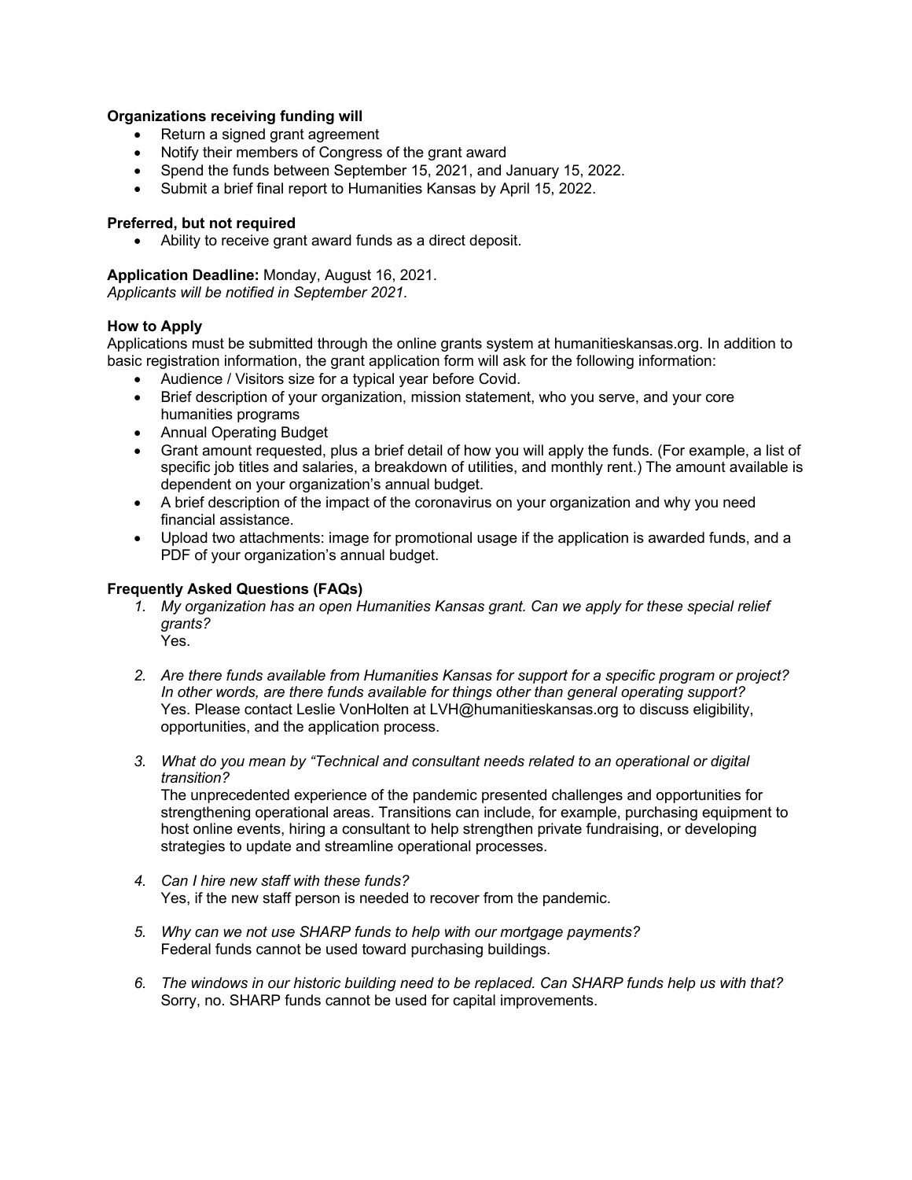**Organizations receiving funding will**

- Return a signed grant agreement
- Notify their members of Congress of the grant award
- Spend the funds between September 15, 2021, and January 15, 2022.
- Submit a brief final report to Humanities Kansas by April 15, 2022.

**Preferred, but not required**

- Ability to receive grant award funds as a direct deposit.

**Application Deadline:** Monday, August 16, 2021.
*Applicants will be notified in September 2021.*

**How to Apply**

Applications must be submitted through the online grants system at humanitieskansas.org. In addition to basic registration information, the grant application form will ask for the following information:

- Audience / Visitors size for a typical year before Covid.
- Brief description of your organization, mission statement, who you serve, and your core humanities programs
- Annual Operating Budget
- Grant amount requested, plus a brief detail of how you will apply the funds. (For example, a list of specific job titles and salaries, a breakdown of utilities, and monthly rent.) The amount available is dependent on your organization's annual budget.
- A brief description of the impact of the coronavirus on your organization and why you need financial assistance.
- Upload two attachments: image for promotional usage if the application is awarded funds, and a PDF of your organization's annual budget.

**Frequently Asked Questions (FAQs)**

1. *My organization has an open Humanities Kansas grant. Can we apply for these special relief grants?*
   Yes.

2. *Are there funds available from Humanities Kansas for support for a specific program or project? In other words, are there funds available for things other than general operating support?*
   Yes. Please contact Leslie VonHolten at LVH@humanitieskansas.org to discuss eligibility, opportunities, and the application process.

3. *What do you mean by "Technical and consultant needs related to an operational or digital transition?*
   The unprecedented experience of the pandemic presented challenges and opportunities for strengthening operational areas. Transitions can include, for example, purchasing equipment to host online events, hiring a consultant to help strengthen private fundraising, or developing strategies to update and streamline operational processes.

4. *Can I hire new staff with these funds?*
   Yes, if the new staff person is needed to recover from the pandemic.

5. *Why can we not use SHARP funds to help with our mortgage payments?*
   Federal funds cannot be used toward purchasing buildings.

6. *The windows in our historic building need to be replaced. Can SHARP funds help us with that?*
   Sorry, no. SHARP funds cannot be used for capital improvements.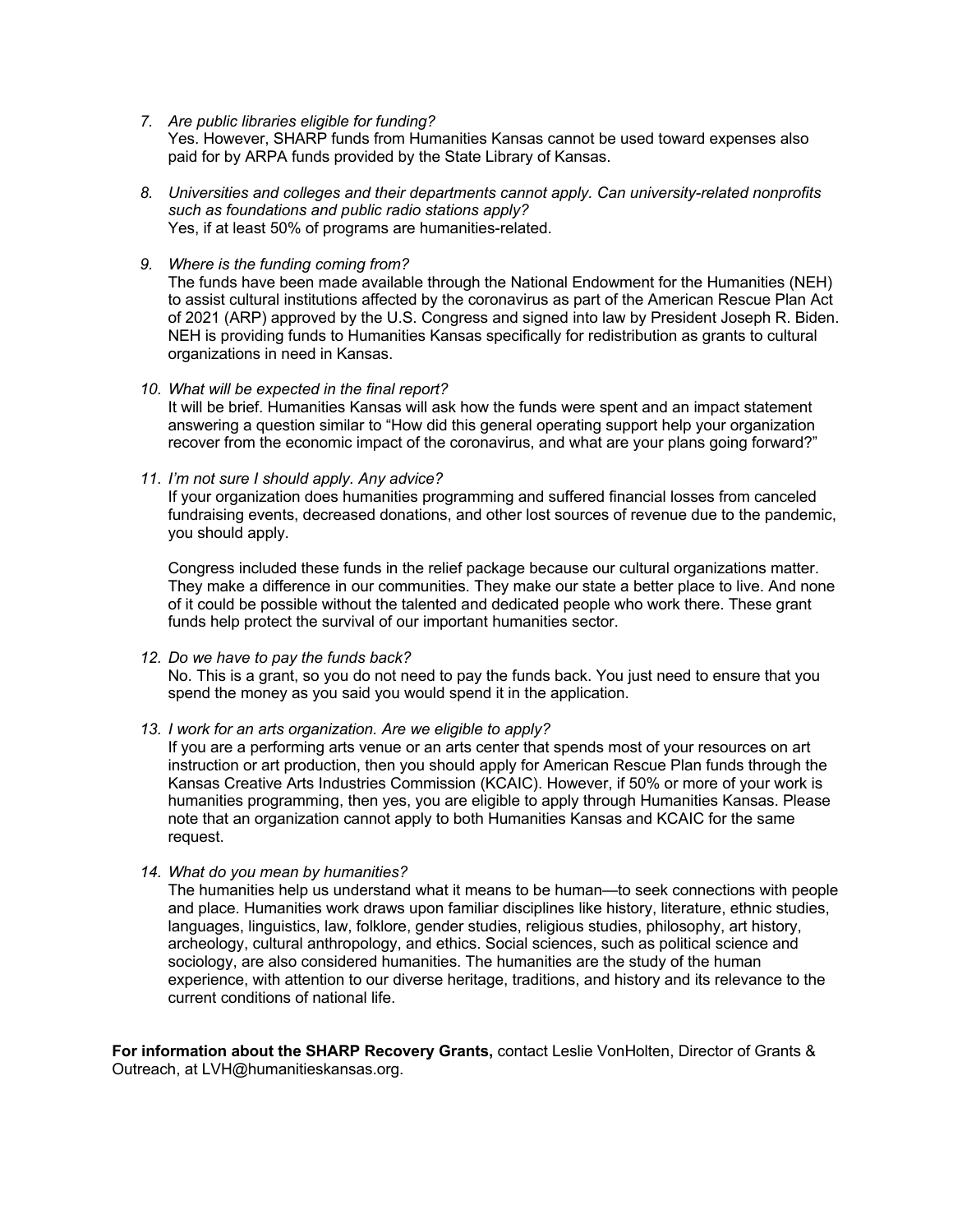7. *Are public libraries eligible for funding?*
   Yes. However, SHARP funds from Humanities Kansas cannot be used toward expenses also paid for by ARPA funds provided by the State Library of Kansas.

8. *Universities and colleges and their departments cannot apply. Can university-related nonprofits such as foundations and public radio stations apply?*
   Yes, if at least 50% of programs are humanities-related.

9. *Where is the funding coming from?*
   The funds have been made available through the National Endowment for the Humanities (NEH) to assist cultural institutions affected by the coronavirus as part of the American Rescue Plan Act of 2021 (ARP) approved by the U.S. Congress and signed into law by President Joseph R. Biden. NEH is providing funds to Humanities Kansas specifically for redistribution as grants to cultural organizations in need in Kansas.

10. *What will be expected in the final report?*
    It will be brief. Humanities Kansas will ask how the funds were spent and an impact statement answering a question similar to "How did this general operating support help your organization recover from the economic impact of the coronavirus, and what are your plans going forward?"

11. *I'm not sure I should apply. Any advice?*
    If your organization does humanities programming and suffered financial losses from canceled fundraising events, decreased donations, and other lost sources of revenue due to the pandemic, you should apply.

    Congress included these funds in the relief package because our cultural organizations matter. They make a difference in our communities. They make our state a better place to live. And none of it could be possible without the talented and dedicated people who work there. These grant funds help protect the survival of our important humanities sector.

12. *Do we have to pay the funds back?*
    No. This is a grant, so you do not need to pay the funds back. You just need to ensure that you spend the money as you said you would spend it in the application.

13. *I work for an arts organization. Are we eligible to apply?*
    If you are a performing arts venue or an arts center that spends most of your resources on art instruction or art production, then you should apply for American Rescue Plan funds through the Kansas Creative Arts Industries Commission (KCAIC). However, if 50% or more of your work is humanities programming, then yes, you are eligible to apply through Humanities Kansas. Please note that an organization cannot apply to both Humanities Kansas and KCAIC for the same request.

14. *What do you mean by humanities?*
    The humanities help us understand what it means to be human—to seek connections with people and place. Humanities work draws upon familiar disciplines like history, literature, ethnic studies, languages, linguistics, law, folklore, gender studies, religious studies, philosophy, art history, archeology, cultural anthropology, and ethics. Social sciences, such as political science and sociology, are also considered humanities. The humanities are the study of the human experience, with attention to our diverse heritage, traditions, and history and its relevance to the current conditions of national life.

**For information about the SHARP Recovery Grants,** contact Leslie VonHolten, Director of Grants & Outreach, at LVH@humanitieskansas.org.